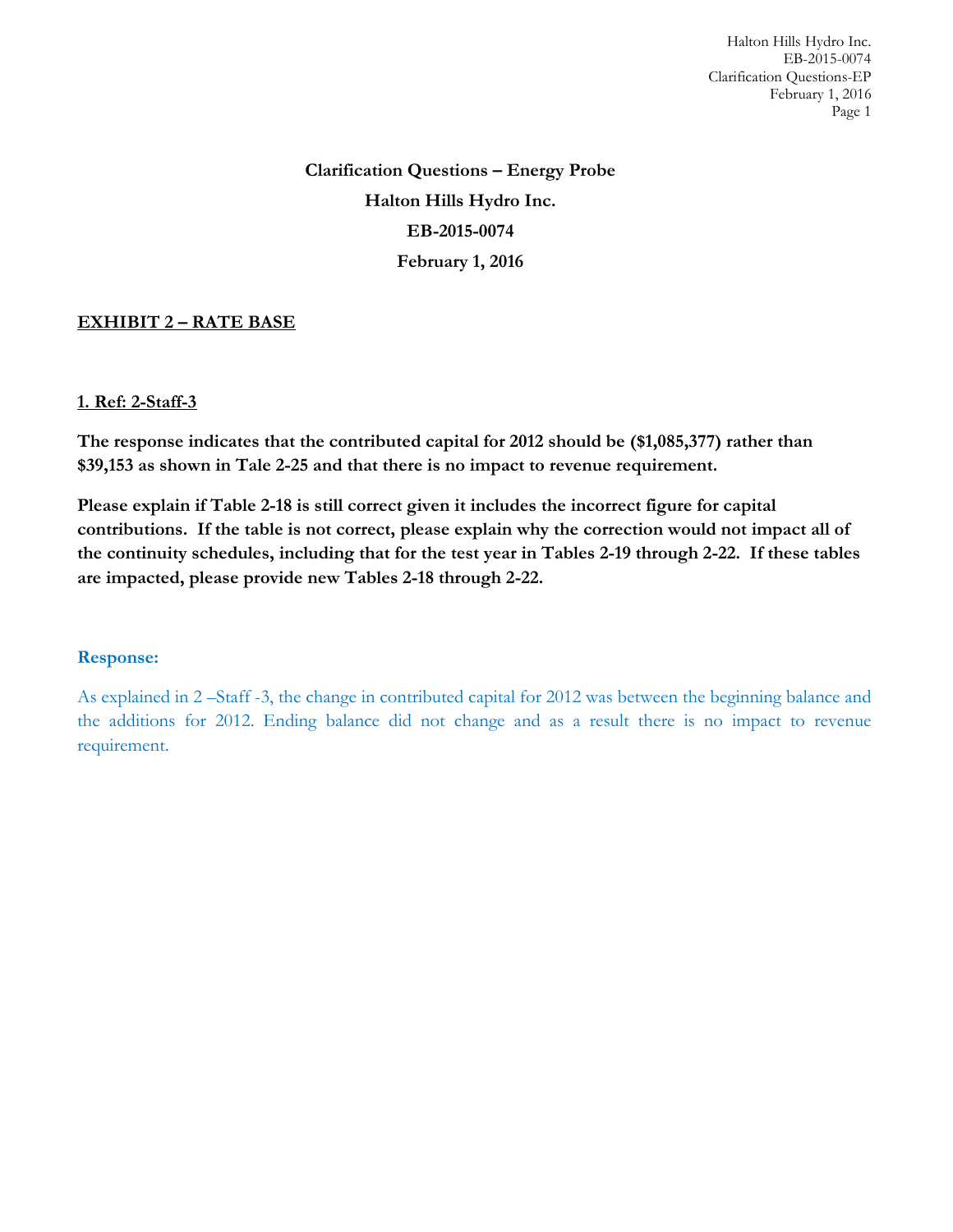# Clarification Questions – Energy Probe

## Halton Hills Hydro Inc.

## EB-2015-0074

## February 1, 2016

**EXHIBIT 2 – RATE BASE**

**1. Ref: 2-Staff-3**

**The response indicates that the contributed capital for 2012 should be ($1,085,377) rather than $39,153 as shown in Tale 2-25 and that there is no impact to revenue requirement.**

**Please explain if Table 2-18 is still correct given it includes the incorrect figure for capital contributions. If the table is not correct, please explain why the correction would not impact all of the continuity schedules, including that for the test year in Tables 2-19 through 2-22. If these tables are impacted, please provide new Tables 2-18 through 2-22.**

**Response:**

As explained in 2 –Staff -3, the change in contributed capital for 2012 was between the beginning balance and the additions for 2012. Ending balance did not change and as a result there is no impact to revenue requirement.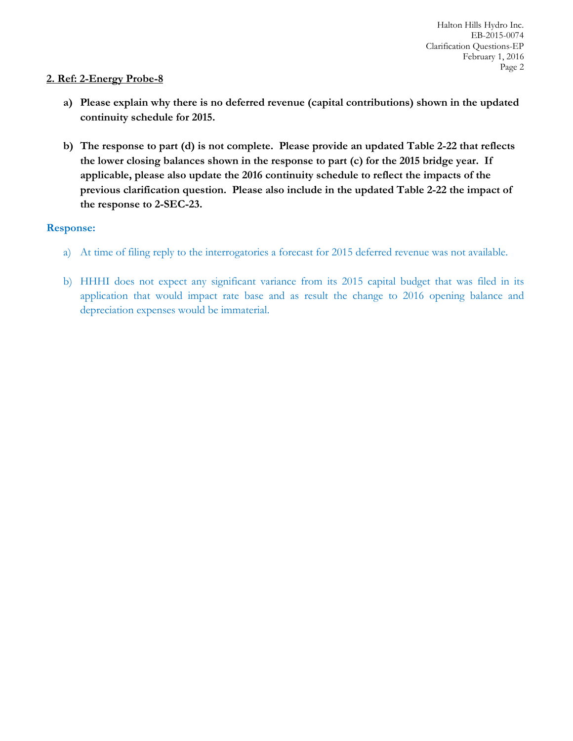**2. Ref: 2-Energy Probe-8**

**a) Please explain why there is no deferred revenue (capital contributions) shown in the updated continuity schedule for 2015.**

**b) The response to part (d) is not complete. Please provide an updated Table 2-22 that reflects the lower closing balances shown in the response to part (c) for the 2015 bridge year. If applicable, please also update the 2016 continuity schedule to reflect the impacts of the previous clarification question. Please also include in the updated Table 2-22 the impact of the response to 2-SEC-23.**

**Response:**

a) At time of filing reply to the interrogatories a forecast for 2015 deferred revenue was not available.

b) HHHI does not expect any significant variance from its 2015 capital budget that was filed in its application that would impact rate base and as result the change to 2016 opening balance and depreciation expenses would be immaterial.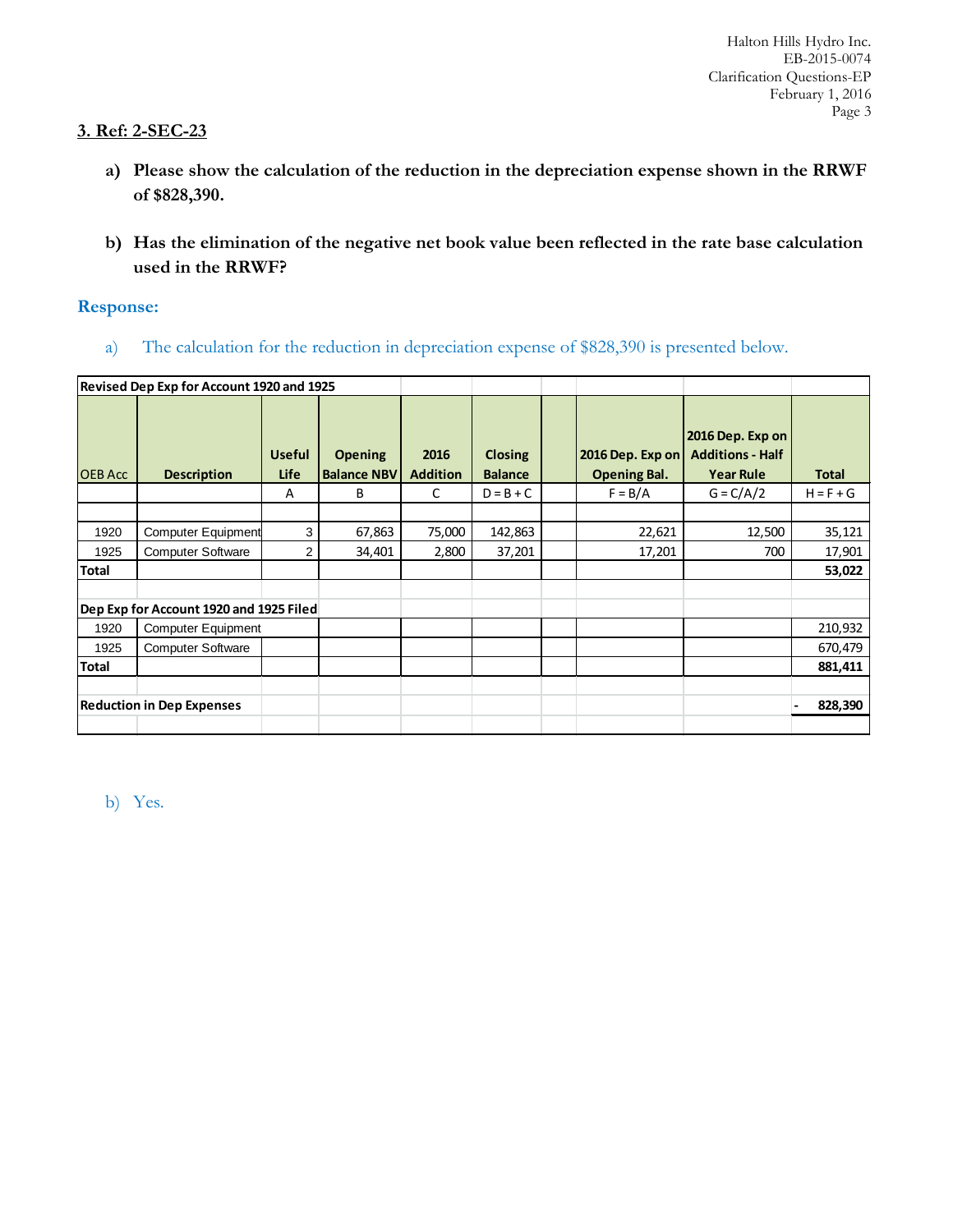## 3. Ref: 2-SEC-23

a) **Please show the calculation of the reduction in the depreciation expense shown in the RRWF of $828,390.**

b) **Has the elimination of the negative net book value been reflected in the rate base calculation used in the RRWF?**

### Response:

a) The calculation for the reduction in depreciation expense of $828,390 is presented below.

| Revised Dep Exp for Account 1920 and 1925 | | | | | | | | | |
|---|---|---|---|---|---|---|---|---|---|
| OEB Acc | Description | Useful Life | Opening Balance NBV | 2016 Addition | Closing Balance | | 2016 Dep. Exp on Opening Bal. | 2016 Dep. Exp on Additions - Half Year Rule | Total |
| | | A | B | C | D = B + C | | F = B/A | G = C/A/2 | H = F + G |
| | | | | | | | | | |
| 1920 | Computer Equipment | 3 | 67,863 | 75,000 | 142,863 | | 22,621 | 12,500 | 35,121 |
| 1925 | Computer Software | 2 | 34,401 | 2,800 | 37,201 | | 17,201 | 700 | 17,901 |
| **Total** | | | | | | | | | **53,022** |
| | | | | | | | | | |
| **Dep Exp for Account 1920 and 1925 Filed** | | | | | | | | | |
| 1920 | Computer Equipment | | | | | | | | 210,932 |
| 1925 | Computer Software | | | | | | | | 670,479 |
| **Total** | | | | | | | | | **881,411** |
| | | | | | | | | | |
| **Reduction in Dep Expenses** | | | | | | | | | **- 828,390** |

b) Yes.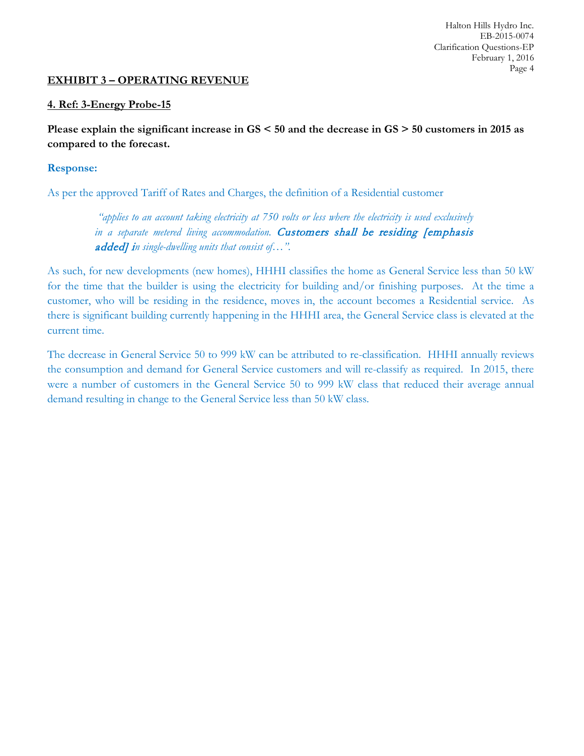## EXHIBIT 3 – OPERATING REVENUE

### 4. Ref: 3-Energy Probe-15

**Please explain the significant increase in GS < 50 and the decrease in GS > 50 customers in 2015 as compared to the forecast.**

**Response:**

As per the approved Tariff of Rates and Charges, the definition of a Residential customer

> *"applies to an account taking electricity at 750 volts or less where the electricity is used exclusively in a separate metered living accommodation.* ***Customers shall be residing [emphasis added] i****n single-dwelling units that consist of…".*

As such, for new developments (new homes), HHHI classifies the home as General Service less than 50 kW for the time that the builder is using the electricity for building and/or finishing purposes. At the time a customer, who will be residing in the residence, moves in, the account becomes a Residential service. As there is significant building currently happening in the HHHI area, the General Service class is elevated at the current time.

The decrease in General Service 50 to 999 kW can be attributed to re-classification. HHHI annually reviews the consumption and demand for General Service customers and will re-classify as required. In 2015, there were a number of customers in the General Service 50 to 999 kW class that reduced their average annual demand resulting in change to the General Service less than 50 kW class.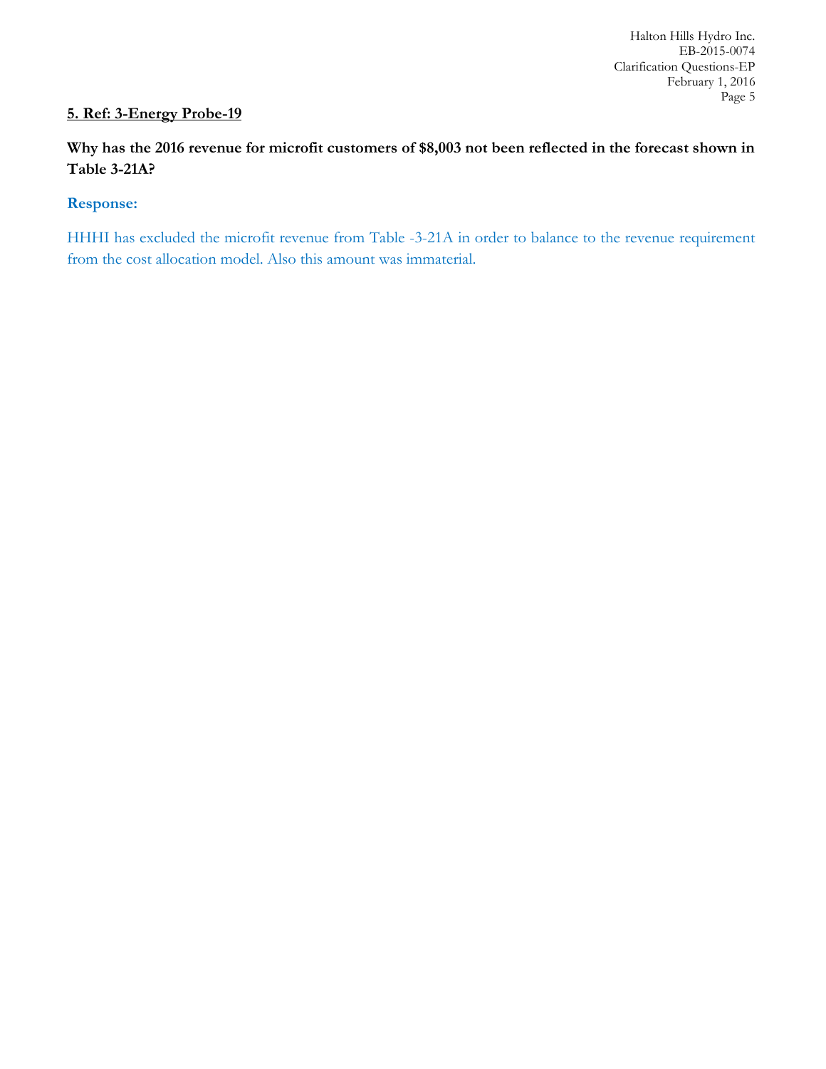**<u>5. Ref: 3-Energy Probe-19</u>**

**Why has the 2016 revenue for microfit customers of $8,003 not been reflected in the forecast shown in Table 3-21A?**

**Response:**

HHHI has excluded the microfit revenue from Table -3-21A in order to balance to the revenue requirement from the cost allocation model. Also this amount was immaterial.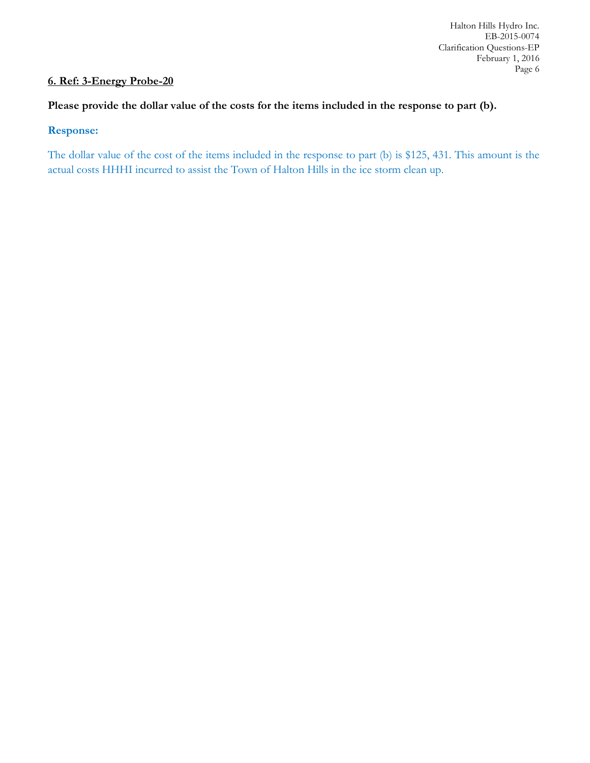**<u>6. Ref: 3-Energy Probe-20</u>**

**Please provide the dollar value of the costs for the items included in the response to part (b).**

**Response:**

The dollar value of the cost of the items included in the response to part (b) is $125, 431. This amount is the actual costs HHHI incurred to assist the Town of Halton Hills in the ice storm clean up.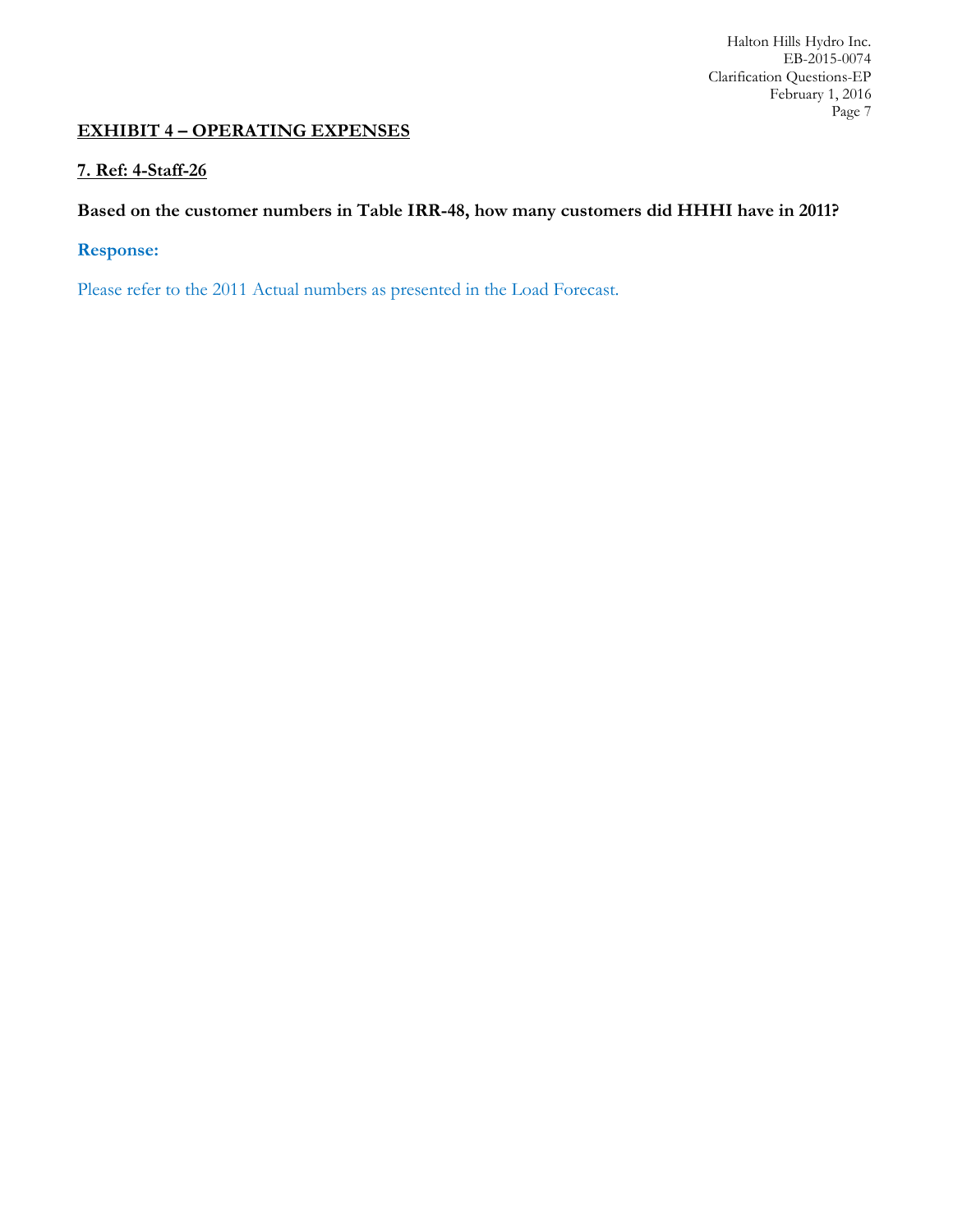## EXHIBIT 4 – OPERATING EXPENSES

### 7. Ref: 4-Staff-26

**Based on the customer numbers in Table IRR-48, how many customers did HHHI have in 2011?**

**Response:**

Please refer to the 2011 Actual numbers as presented in the Load Forecast.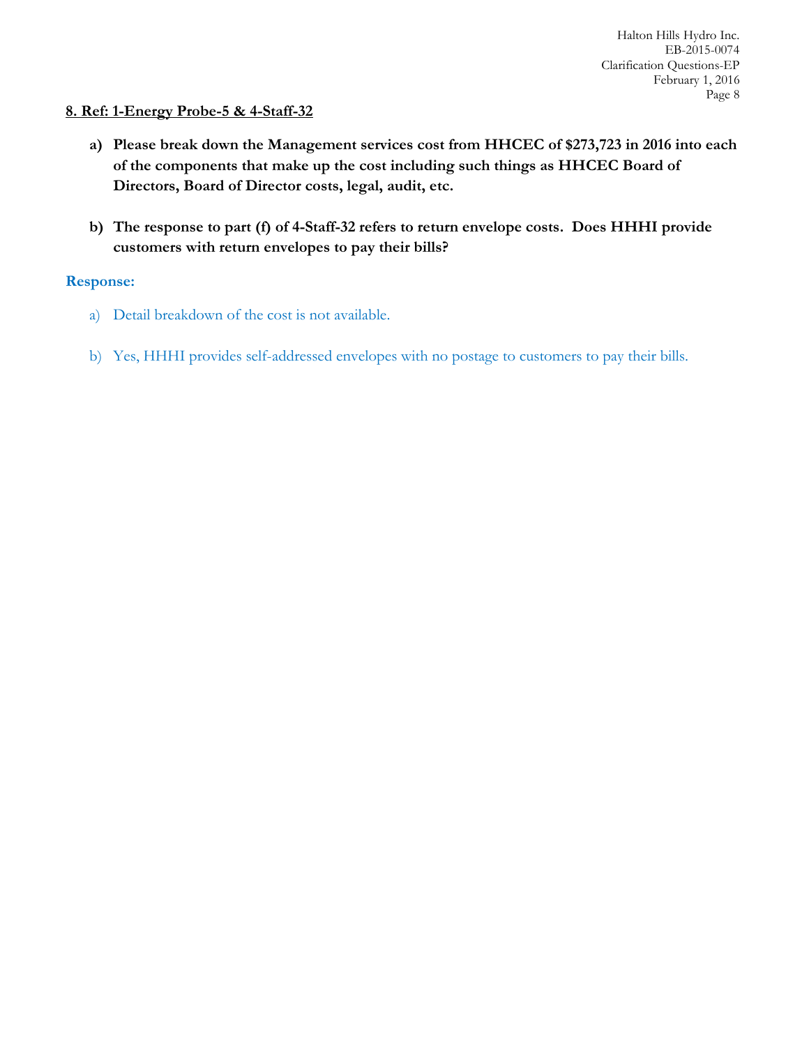**8. Ref: 1-Energy Probe-5 & 4-Staff-32**

a) **Please break down the Management services cost from HHCEC of $273,723 in 2016 into each of the components that make up the cost including such things as HHCEC Board of Directors, Board of Director costs, legal, audit, etc.**

b) **The response to part (f) of 4-Staff-32 refers to return envelope costs. Does HHHI provide customers with return envelopes to pay their bills?**

**Response:**

a) Detail breakdown of the cost is not available.

b) Yes, HHHI provides self-addressed envelopes with no postage to customers to pay their bills.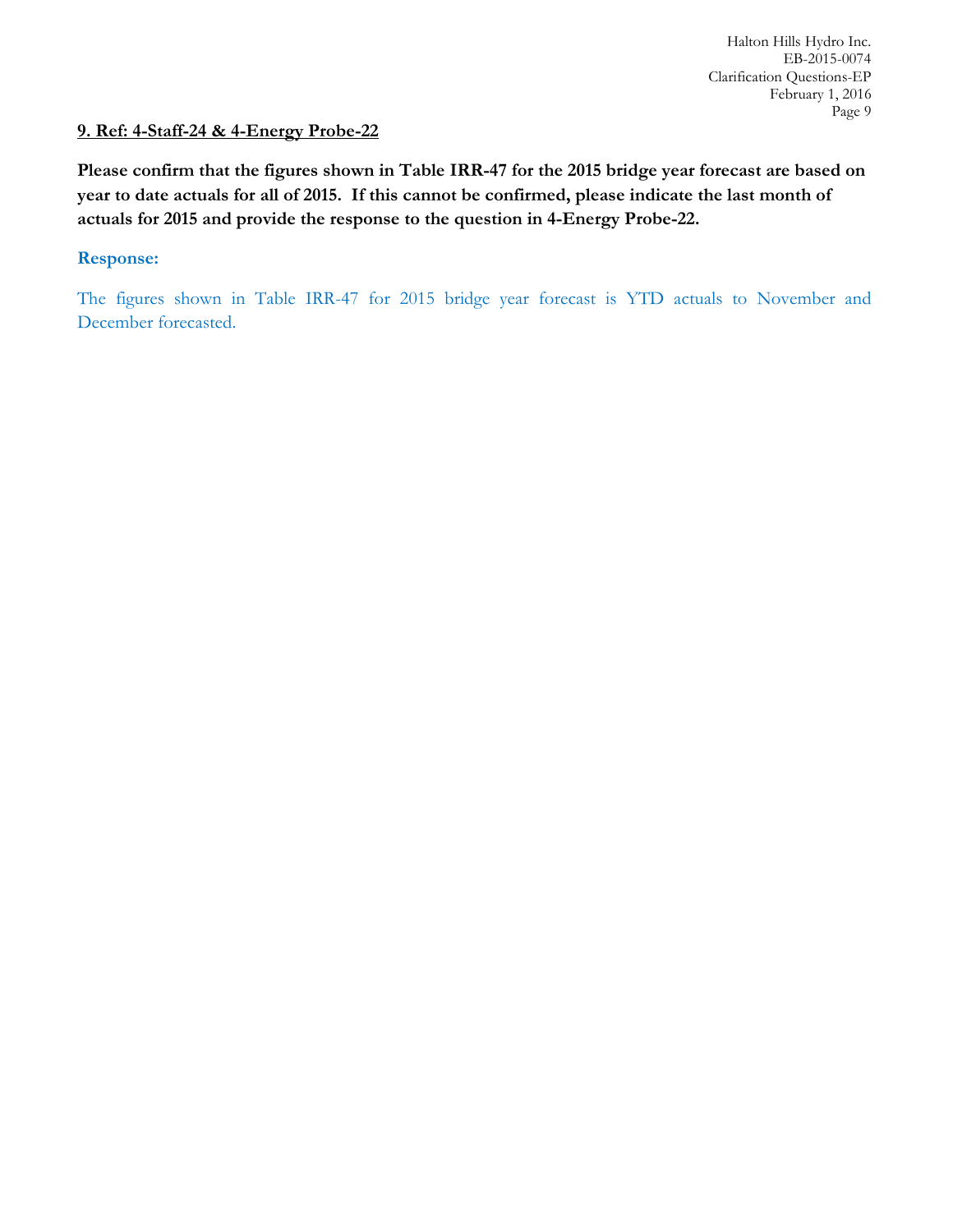**9. Ref: 4-Staff-24 & 4-Energy Probe-22**

**Please confirm that the figures shown in Table IRR-47 for the 2015 bridge year forecast are based on year to date actuals for all of 2015. If this cannot be confirmed, please indicate the last month of actuals for 2015 and provide the response to the question in 4-Energy Probe-22.**

**Response:**

The figures shown in Table IRR-47 for 2015 bridge year forecast is YTD actuals to November and December forecasted.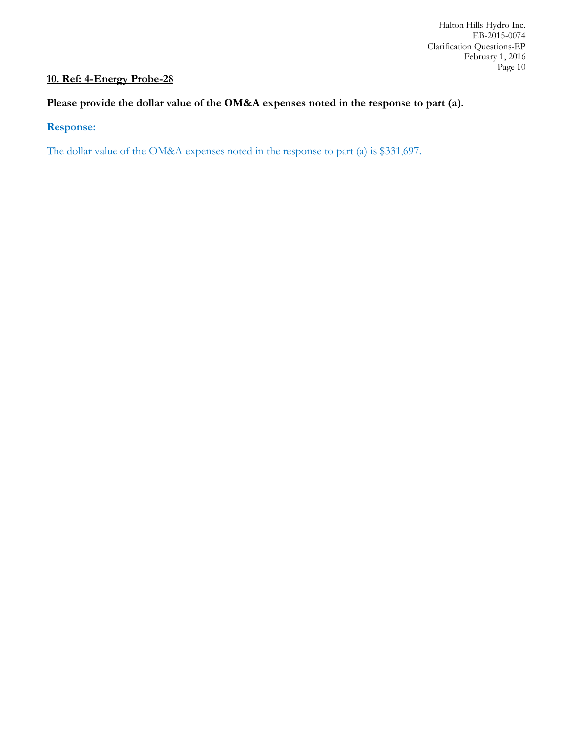**10. Ref: 4-Energy Probe-28**

**Please provide the dollar value of the OM&A expenses noted in the response to part (a).**

**Response:**

The dollar value of the OM&A expenses noted in the response to part (a) is $331,697.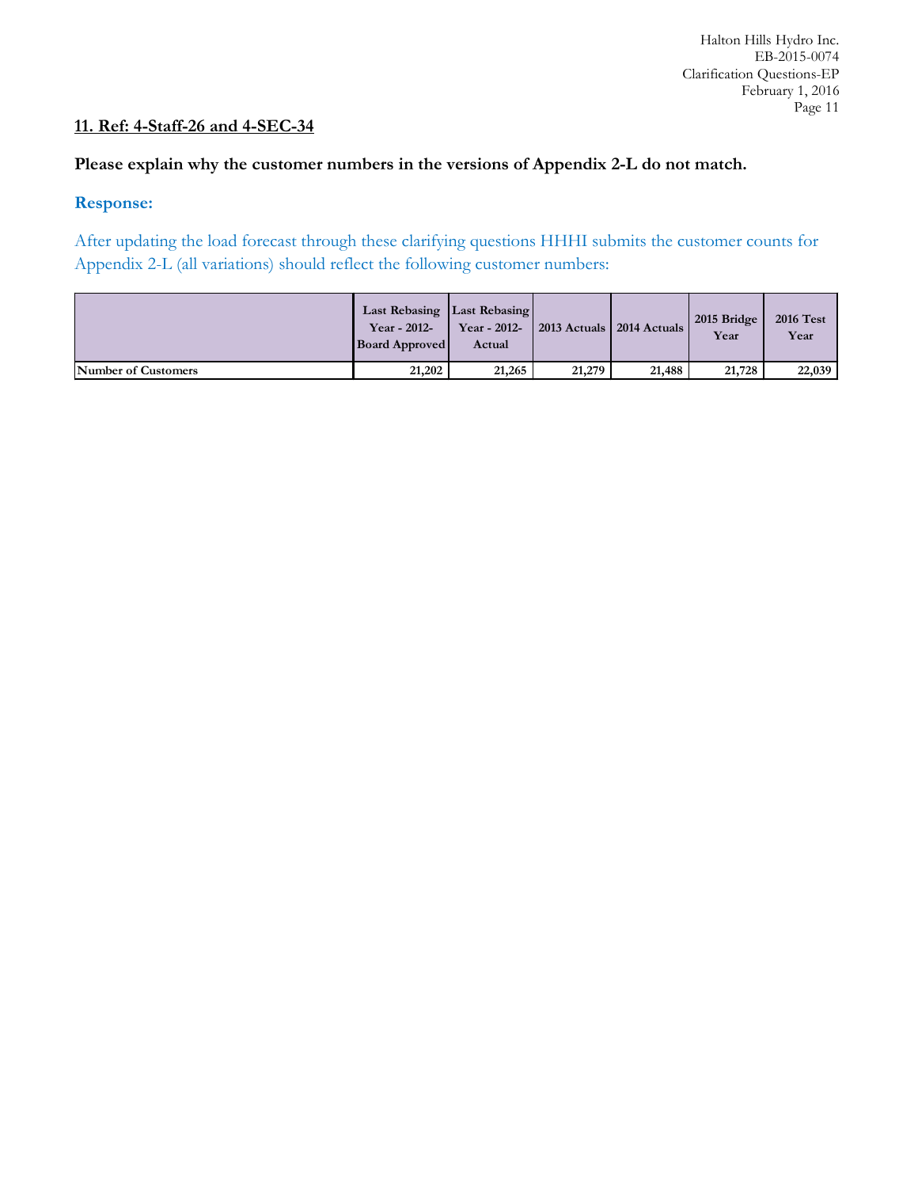**11. Ref: 4-Staff-26 and 4-SEC-34**

**Please explain why the customer numbers in the versions of Appendix 2-L do not match.**

**Response:**

After updating the load forecast through these clarifying questions HHHI submits the customer counts for Appendix 2-L (all variations) should reflect the following customer numbers:

| | Last Rebasing Year - 2012-Board Approved | Last Rebasing Year - 2012-Actual | 2013 Actuals | 2014 Actuals | 2015 Bridge Year | 2016 Test Year |
|---|---|---|---|---|---|---|
| Number of Customers | 21,202 | 21,265 | 21,279 | 21,488 | 21,728 | 22,039 |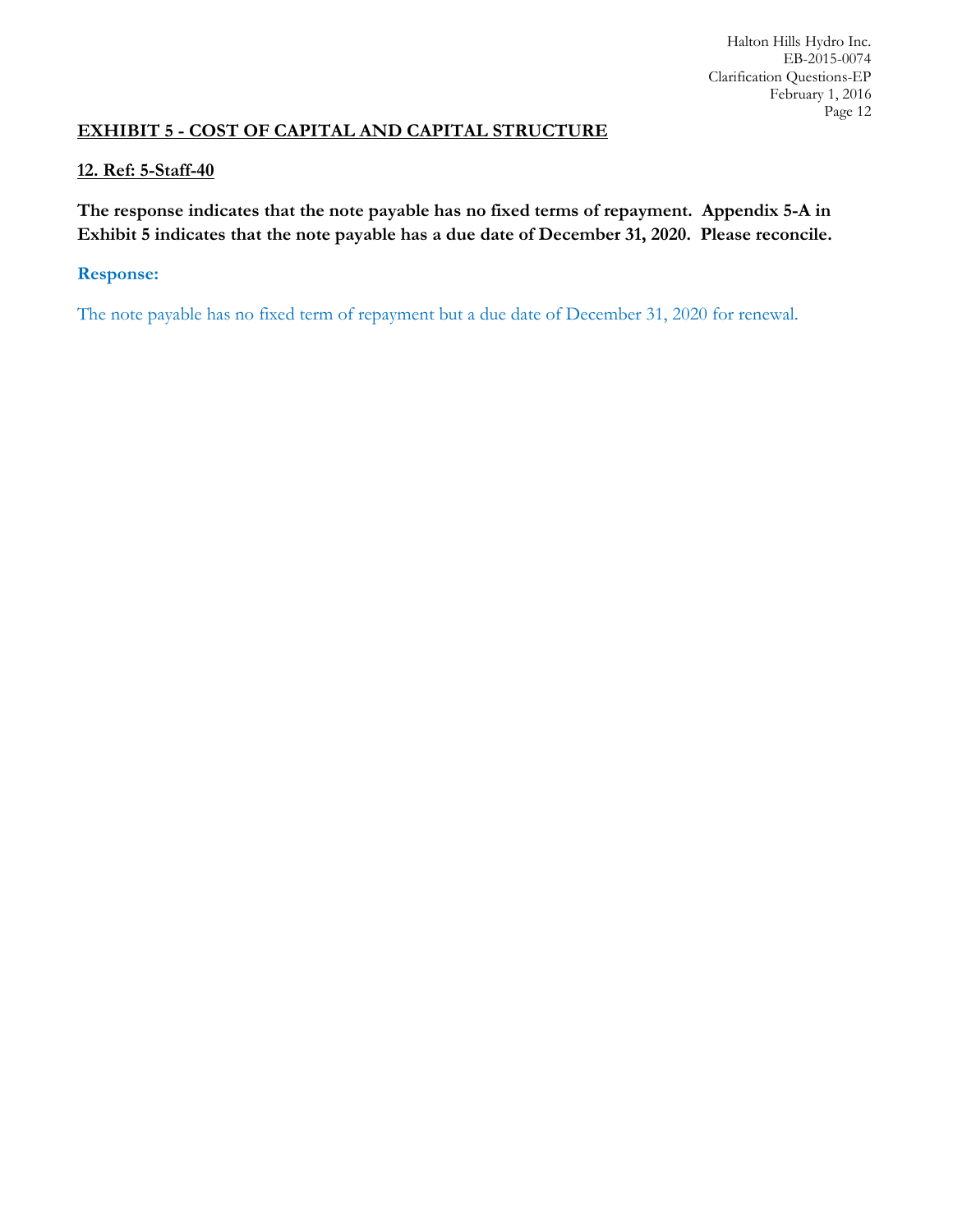## EXHIBIT 5 - COST OF CAPITAL AND CAPITAL STRUCTURE

### 12. Ref: 5-Staff-40

**The response indicates that the note payable has no fixed terms of repayment. Appendix 5-A in Exhibit 5 indicates that the note payable has a due date of December 31, 2020. Please reconcile.**

**Response:**

The note payable has no fixed term of repayment but a due date of December 31, 2020 for renewal.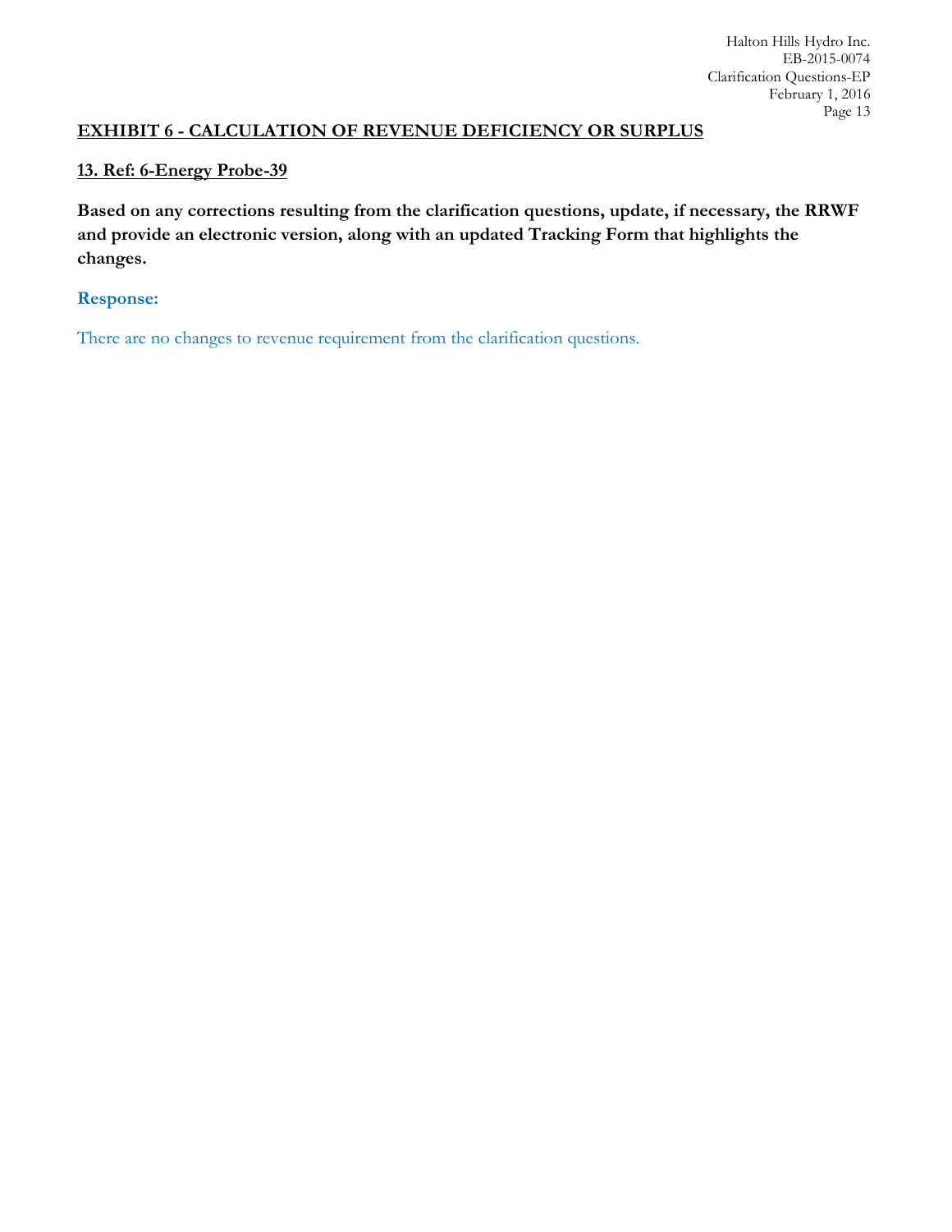## EXHIBIT 6 - CALCULATION OF REVENUE DEFICIENCY OR SURPLUS

### 13. Ref: 6-Energy Probe-39

**Based on any corrections resulting from the clarification questions, update, if necessary, the RRWF and provide an electronic version, along with an updated Tracking Form that highlights the changes.**

**Response:**

There are no changes to revenue requirement from the clarification questions.